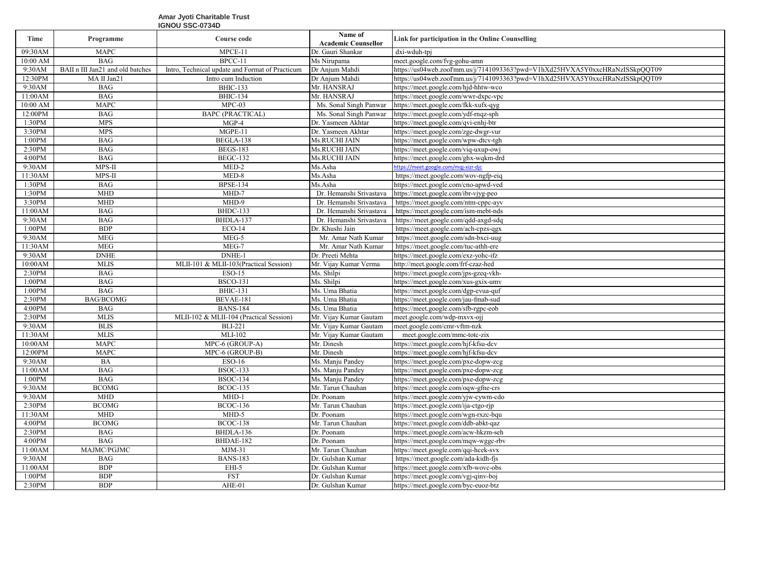**Amar Jyoti Charitable Trust**
**IGNOU SSC-0734D**

| Time | Programme | Course code | Name of Academic Counsellor | Link for participation in the Online Counselling |
|---|---|---|---|---|
| 09:30AM | MAPC | MPCE-11 | Dr. Gauri Shankar | dxi-wduh-tpj |
| 10:00 AM | BAG | BPCC-11 | Ms Nirupama | meet.google.com/fvg-gohu-amn |
| 9:30AM | BAII n III Jan21 and old batches | Intro, Technical update and Format of Practicum | Dr Anjum Mahdi | https://us04web.zool'mm.us/j/7141093363?pwd=V1hXd25HVXA5Y0xxcHRaNzISSkpQQT09 |
| 12:30PM | MA II Jan21 | Intro cum Induction | Dr Anjum Mahdi | https://us04web.zool'mm.us/j/7141093363?pwd=V1hXd25HVXA5Y0xxcHRaNzISSkpQQT09 |
| 9:30AM | BAG | BHIC-133 | Mr. HANSRAJ | https://meet.google.com/hjd-hhtw-wco |
| 11:00AM | BAG | BHIC-134 | Mr. HANSRAJ | https://meet.google.com/wwr-dxpc-vpc |
| 10:00 AM | MAPC | MPC-03 | Ms. Sonal Singh Panwar | https://meet.google.com/fkk-xufx-qyg |
| 12:00PM | BAG | BAPC (PRACTICAL) | Ms. Sonal Singh Panwar | https://meet.google.com/ydf-rnqz-sph |
| 1:30PM | MPS | MGP-4 | Dr. Yasmeen Akhtar | https://meet.google.com/qvi-enhj-btr |
| 3:30PM | MPS | MGPE-11 | Dr. Yasmeen Akhtar | https://meet.google.com/zge-dwgr-vur |
| 1:00PM | BAG | BEGLA-138 | Ms.RUCHI JAIN | https://meet.google.com/wpw-dtcv-tgh |
| 2:30PM | BAG | BEGS-183 | Ms.RUCHI JAIN | https://meet.google.com/viq-uxup-owj |
| 4:00PM | BAG | BEGC-132 | Ms.RUCHI JAIN | https://meet.google.com/ghx-wqkm-drd |
| 9:30AM | MPS-II | MED-2 | Ms.Asha | https://meet.google.com/mqj-xizr-djc |
| 11:30AM | MPS-II | MED-8 | Ms.Asha | https://meet.google.com/wov-ngfp-eiq |
| 1:30PM | BAG | BPSE-134 | Ms.Asha | https://meet.google.com/cno-apwd-ved |
| 1:30PM | MHD | MHD-7 | Dr. Hemanshi Srivastava | https://meet.google.com/ibr-vjyg-peo |
| 3:30PM | MHD | MHD-9 | Dr. Hemanshi Srivastava | https://meet.google.com/ntm-cppc-ayv |
| 11:00AM | BAG | BHDC-133 | Dr. Hemanshi Srivastava | https://meet.google.com/ism-mebt-nds |
| 9:30AM | BAG | BHDLA-137 | Dr. Hemanshi Srivastava | https://meet.google.com/qdd-axgd-sdq |
| 1:00PM | BDP | ECO-14 | Dr. Khushi Jain | https://meet.google.com/ach-cpzs-qgx |
| 9:30AM | MEG | MEG-5 | Mr. Amar Nath Kumar | https://meet.google.com/sdn-bxci-uug |
| 11:30AM | MEG | MEG-7 | Mr. Amar Nath Kumar | https://meet.google.com/tuc-athh-ere |
| 9:30AM | DNHE | DNHE-1 | Dr. Preeti Mehta | https://meet.google.com/exz-yohc-ifz |
| 10:00AM | MLIS | MLII-101 & MLII-103(Practical Session) | Mr. Vijay Kumar Verma | http://meet.google.com/frf-czaz-hed |
| 2:30PM | BAG | ESO-15 | Ms. Shilpi | https://meet.google.com/jps-gzeq-vkh- |
| 1:00PM | BAG | BSCO-131 | Ms. Shilpi | https://meet.google.com/xus-gxix-umv |
| 1:00PM | BAG | BHIC-131 | Ms. Uma Bhatia | https://meet.google.com/dgp-evua-quf |
| 2:30PM | BAG/BCOMG | BEVAE-181 | Ms. Uma Bhatia | https://meet.google.com/jau-fmab-sud |
| 4:00PM | BAG | BANS-184 | Ms. Uma Bhatia | https://meet.google.com/sfb-rgpc-eob |
| 2:30PM | MLIS | MLII-102 & MLII-104 (Practical Session) | Mr. Vijay Kumar Gautam | meet.google.com/wdp-mxvx-ojj |
| 9:30AM | BLIS | BLI-221 | Mr. Vijay Kumar Gautam | meet.google.com/cmr-vftm-nzk |
| 11:30AM | MLIS | MLI-102 | Mr. Vijay Kumar Gautam | meet.google.com/mmc-totc-zix |
| 10:00AM | MAPC | MPC-6 (GROUP-A) | Mr. Dinesh | https://meet.google.com/hjf-kfsu-dcv |
| 12:00PM | MAPC | MPC-6 (GROUP-B) | Mr. Dinesh | https://meet.google.com/hjf-kfsu-dcv |
| 9:30AM | BA | ESO-16 | Ms. Manju Pandey | https://meet.google.com/pxe-dopw-zcg |
| 11:00AM | BAG | BSOC-133 | Ms. Manju Pandey | https://meet.google.com/pxe-dopw-zcg |
| 1:00PM | BAG | BSOC-134 | Ms. Manju Pandey | https://meet.google.com/pxe-dopw-zcg |
| 9:30AM | BCOMG | BCOC-135 | Mr. Tarun Chauhan | https://meet.google.com/oqw-gfne-crs |
| 9:30AM | MHD | MHD-1 | Dr. Poonam | https://meet.google.com/yjw-cywm-cdo |
| 2:30PM | BCOMG | BCOC-136 | Mr. Tarun Chauhan | https://meet.google.com/ija-ctgo-rjp |
| 11:30AM | MHD | MHD-5 | Dr. Poonam | https://meet.google.com/wgn-rxzc-bqu |
| 4:00PM | BCOMG | BCOC-138 | Mr. Tarun Chauhan | https://meet.google.com/ddb-abkt-qaz |
| 2:30PM | BAG | BHDLA-136 | Dr. Poonam | https://meet.google.com/acw-hkzm-seh |
| 4:00PM | BAG | BHDAE-182 | Dr. Poonam | https://meet.google.com/mqw-wggc-rbv |
| 11:00AM | MAJMC/PGJMC | MJM-31 | Mr. Tarun Chauhan | https://meet.google.com/qqi-hcek-svx |
| 9:30AM | BAG | BANS-183 | Dr. Gulshan Kumar | https://meet.google.com/ada-kidh-fjs |
| 11:00AM | BDP | EHI-5 | Dr. Gulshan Kumar | https://meet.google.com/xfb-wovc-obs |
| 1:00PM | BDP | FST | Dr. Gulshan Kumar | https://meet.google.com/vgj-qinv-boj |
| 2:30PM | BDP | AHE-01 | Dr. Gulshan Kumar | https://meet.google.com/byc-euoz-btz |